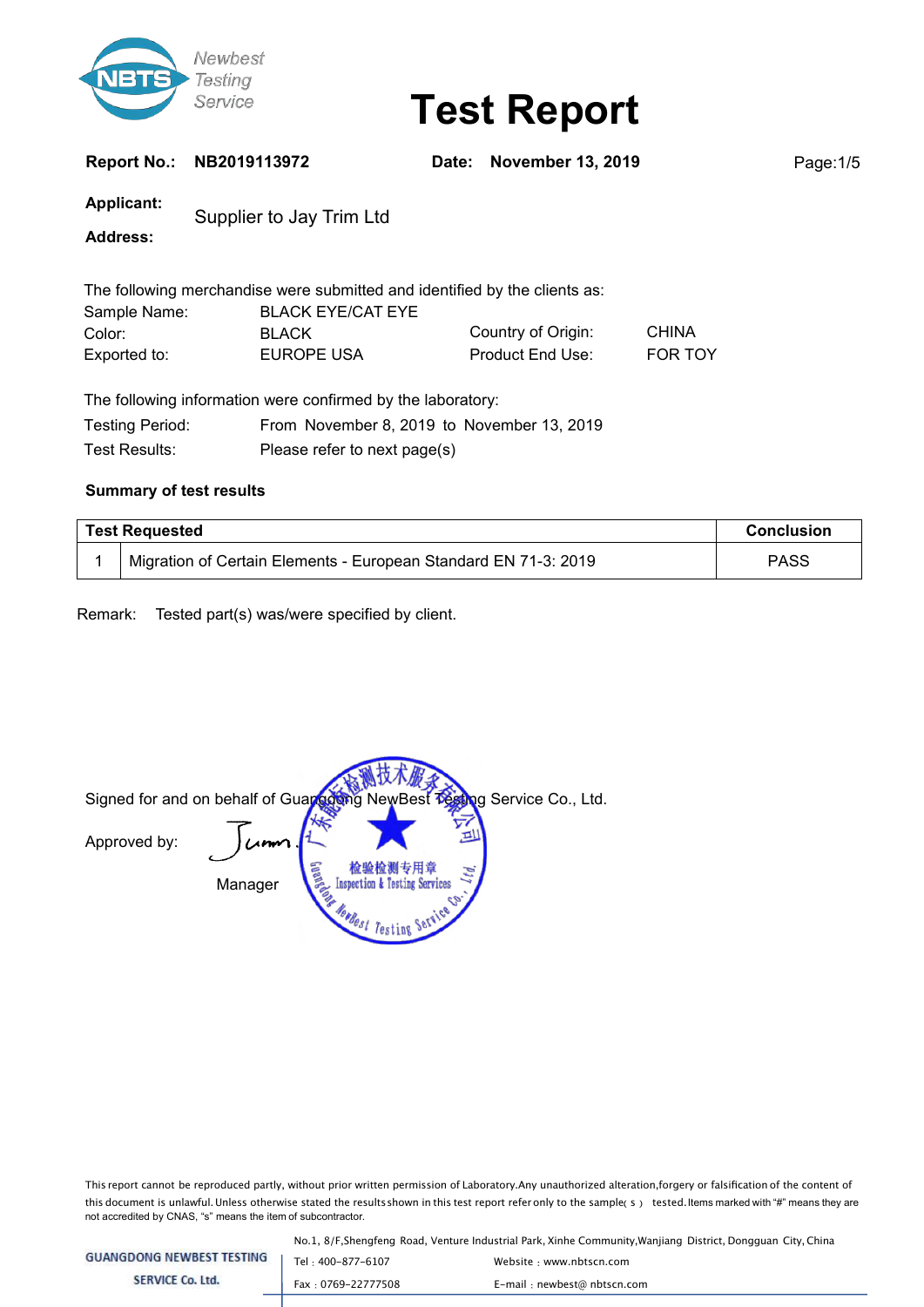Newbest Testing Service

# Test Report

**Report No.:** **NB2019113972** **Date:** **November 13, 2019**

**Applicant:** Supplier to Jay Trim Ltd

**Address:**

The following merchandise were submitted and identified by the clients as:

Sample Name: BLACK EYE/CAT EYE

Color: BLACK Country of Origin: CHINA

Exported to: EUROPE USA Product End Use: FOR TOY

The following information were confirmed by the laboratory:

Testing Period: From November 8, 2019 to November 13, 2019

Test Results: Please refer to next page(s)

**Summary of test results**

| **Test Requested** | | **Conclusion** |
|---|---|---|
| 1 | Migration of Certain Elements - European Standard EN 71-3: 2019 | PASS |

Remark: Tested part(s) was/were specified by client.

Signed for and on behalf of Guangdong NewBest Testing Service Co., Ltd.

Approved by:

Manager

广东纽贝斯检测技术服务有限公司 检验检测专用章 Inspection & Testing Services Guangdong NewBest Testing Service Co., Ltd.

This report cannot be reproduced partly, without prior written permission of Laboratory.Any unauthorized alteration,forgery or falsification of the content of this document is unlawful. Unless otherwise stated the results shown in this test report refer only to the sample(s) tested. Items marked with "#" means they are not accredited by CNAS, "s" means the item of subcontractor.

GUANGDONG NEWBEST TESTING SERVICE Co. Ltd.

No.1, 8/F,Shengfeng Road, Venture Industrial Park, Xinhe Community,Wanjiang District, Dongguan City, China

Tel：400-877-6107 Website：www.nbtscn.com

Fax：0769-22777508 E-mail：newbest@ nbtscn.com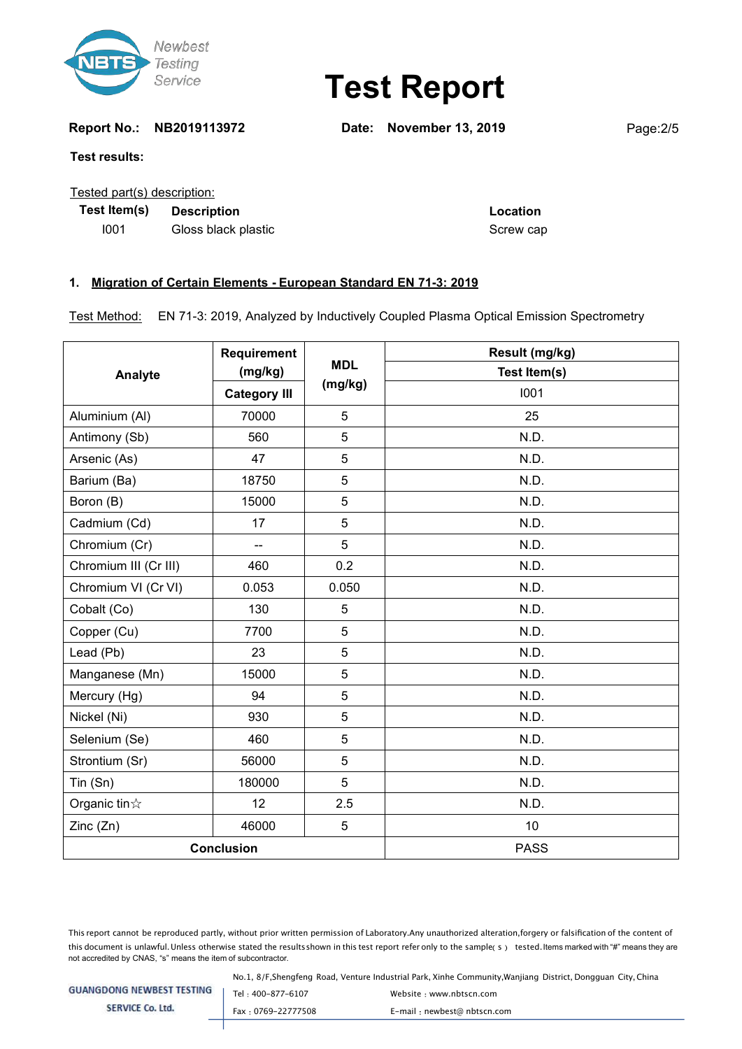# Test Report

**Report No.: NB2019113972** **Date: November 13, 2019**

**Test results:**

Tested part(s) description:

| Test Item(s) | Description | Location |
|---|---|---|
| I001 | Gloss black plastic | Screw cap |

### 1. Migration of Certain Elements - European Standard EN 71-3: 2019

Test Method: EN 71-3: 2019, Analyzed by Inductively Coupled Plasma Optical Emission Spectrometry

| Analyte | Requirement (mg/kg) | MDL (mg/kg) | Result (mg/kg) |
|---|---|---|---|
| | | | Test Item(s) |
| | Category III | | I001 |
| Aluminium (Al) | 70000 | 5 | 25 |
| Antimony (Sb) | 560 | 5 | N.D. |
| Arsenic (As) | 47 | 5 | N.D. |
| Barium (Ba) | 18750 | 5 | N.D. |
| Boron (B) | 15000 | 5 | N.D. |
| Cadmium (Cd) | 17 | 5 | N.D. |
| Chromium (Cr) | -- | 5 | N.D. |
| Chromium III (Cr III) | 460 | 0.2 | N.D. |
| Chromium VI (Cr VI) | 0.053 | 0.050 | N.D. |
| Cobalt (Co) | 130 | 5 | N.D. |
| Copper (Cu) | 7700 | 5 | N.D. |
| Lead (Pb) | 23 | 5 | N.D. |
| Manganese (Mn) | 15000 | 5 | N.D. |
| Mercury (Hg) | 94 | 5 | N.D. |
| Nickel (Ni) | 930 | 5 | N.D. |
| Selenium (Se) | 460 | 5 | N.D. |
| Strontium (Sr) | 56000 | 5 | N.D. |
| Tin (Sn) | 180000 | 5 | N.D. |
| Organic tin☆ | 12 | 2.5 | N.D. |
| Zinc (Zn) | 46000 | 5 | 10 |
| **Conclusion** | | | PASS |

This report cannot be reproduced partly, without prior written permission of Laboratory.Any unauthorized alteration,forgery or falsification of the content of this document is unlawful. Unless otherwise stated the results shown in this test report refer only to the sample( s ) tested. Items marked with "#" means they are not accredited by CNAS, "s" means the item of subcontractor.

GUANGDONG NEWBEST TESTING SERVICE Co. Ltd.

No.1, 8/F,Shengfeng Road, Venture Industrial Park, Xinhe Community,Wanjiang District, Dongguan City, China
Tel：400-877-6107 Website：www.nbtscn.com
Fax：0769-22777508 E-mail：newbest@ nbtscn.com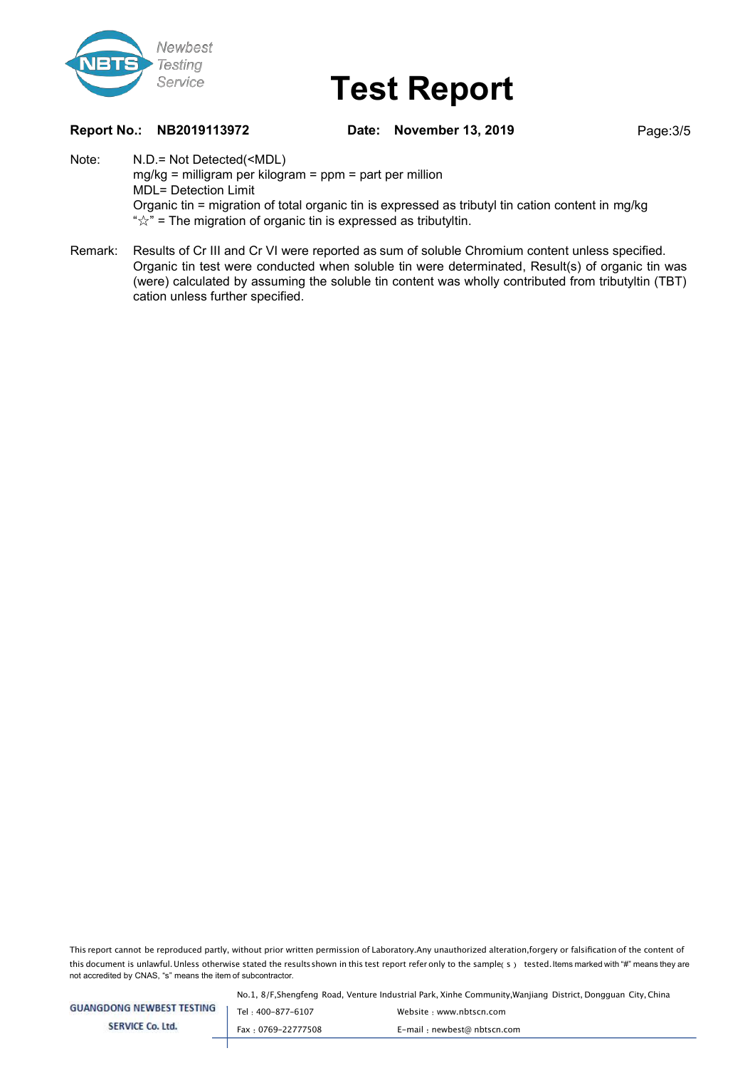Note: N.D.= Not Detected(<MDL)
mg/kg = milligram per kilogram = ppm = part per million
MDL= Detection Limit
Organic tin = migration of total organic tin is expressed as tributyl tin cation content in mg/kg
"☆" = The migration of organic tin is expressed as tributyltin.

Remark: Results of Cr III and Cr VI were reported as sum of soluble Chromium content unless specified. Organic tin test were conducted when soluble tin were determinated, Result(s) of organic tin was (were) calculated by assuming the soluble tin content was wholly contributed from tributyltin (TBT) cation unless further specified.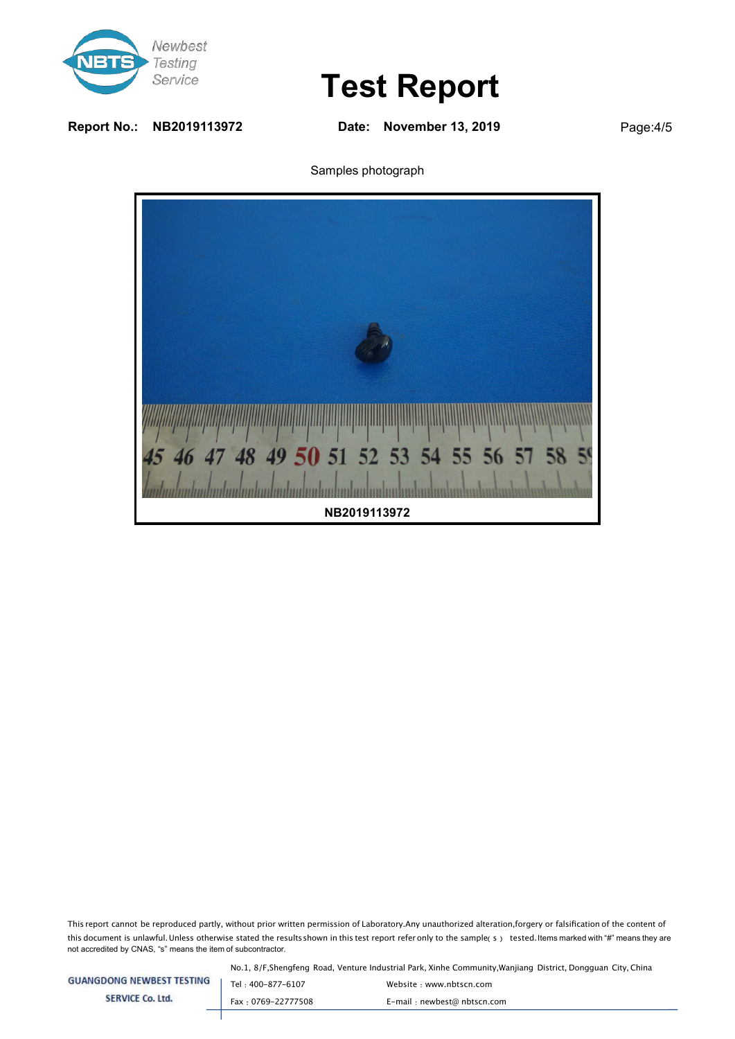# Test Report

**Report No.: NB2019113972** **Date: November 13, 2019**

Samples photograph

**NB2019113972**

This report cannot be reproduced partly, without prior written permission of Laboratory.Any unauthorized alteration,forgery or falsification of the content of this document is unlawful. Unless otherwise stated the results shown in this test report refer only to the sample( s ) tested. Items marked with "#" means they are not accredited by CNAS, "s" means the item of subcontractor.

GUANGDONG NEWBEST TESTING SERVICE Co. Ltd.

No.1, 8/F,Shengfeng Road, Venture Industrial Park, Xinhe Community,Wanjiang District, Dongguan City, China

Tel：400-877-6107 Website：www.nbtscn.com

Fax：0769-22777508 E-mail：newbest@ nbtscn.com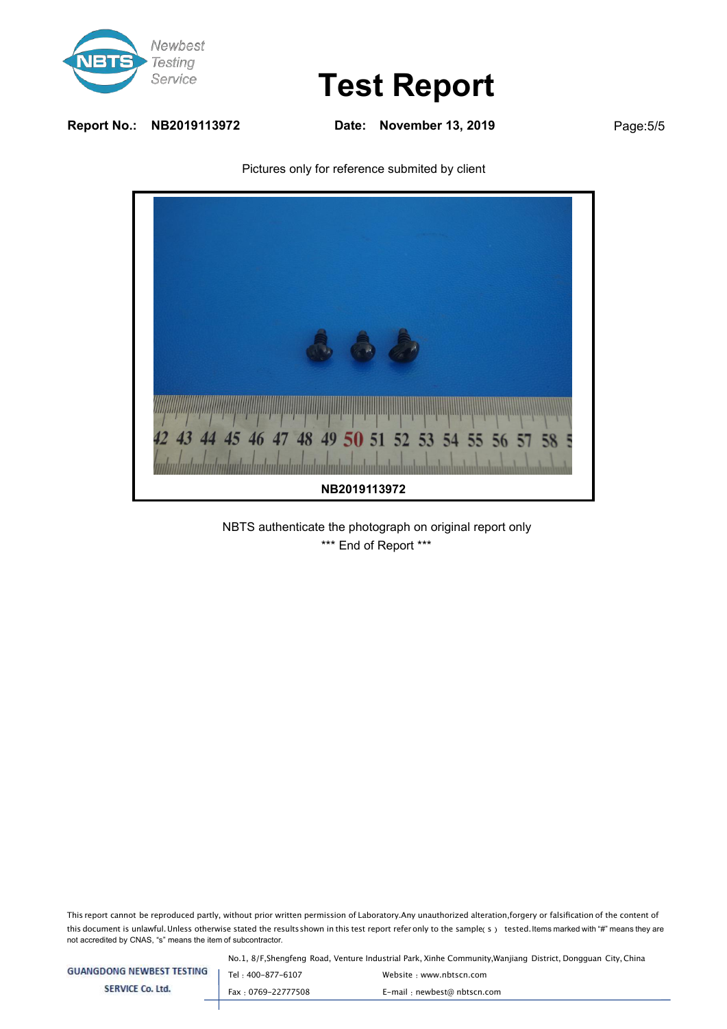# Test Report

**Report No.: NB2019113972** **Date: November 13, 2019**

Pictures only for reference submited by client

**NB2019113972**

NBTS authenticate the photograph on original report only

\*\*\* End of Report \*\*\*

This report cannot be reproduced partly, without prior written permission of Laboratory.Any unauthorized alteration,forgery or falsification of the content of this document is unlawful. Unless otherwise stated the results shown in this test report refer only to the sample( s ) tested. Items marked with "#" means they are not accredited by CNAS, "s" means the item of subcontractor.

GUANGDONG NEWBEST TESTING SERVICE Co. Ltd.

No.1, 8/F,Shengfeng Road, Venture Industrial Park, Xinhe Community,Wanjiang District, Dongguan City, China

Tel：400-877-6107 Website：www.nbtscn.com

Fax：0769-22777508 E-mail：newbest@ nbtscn.com